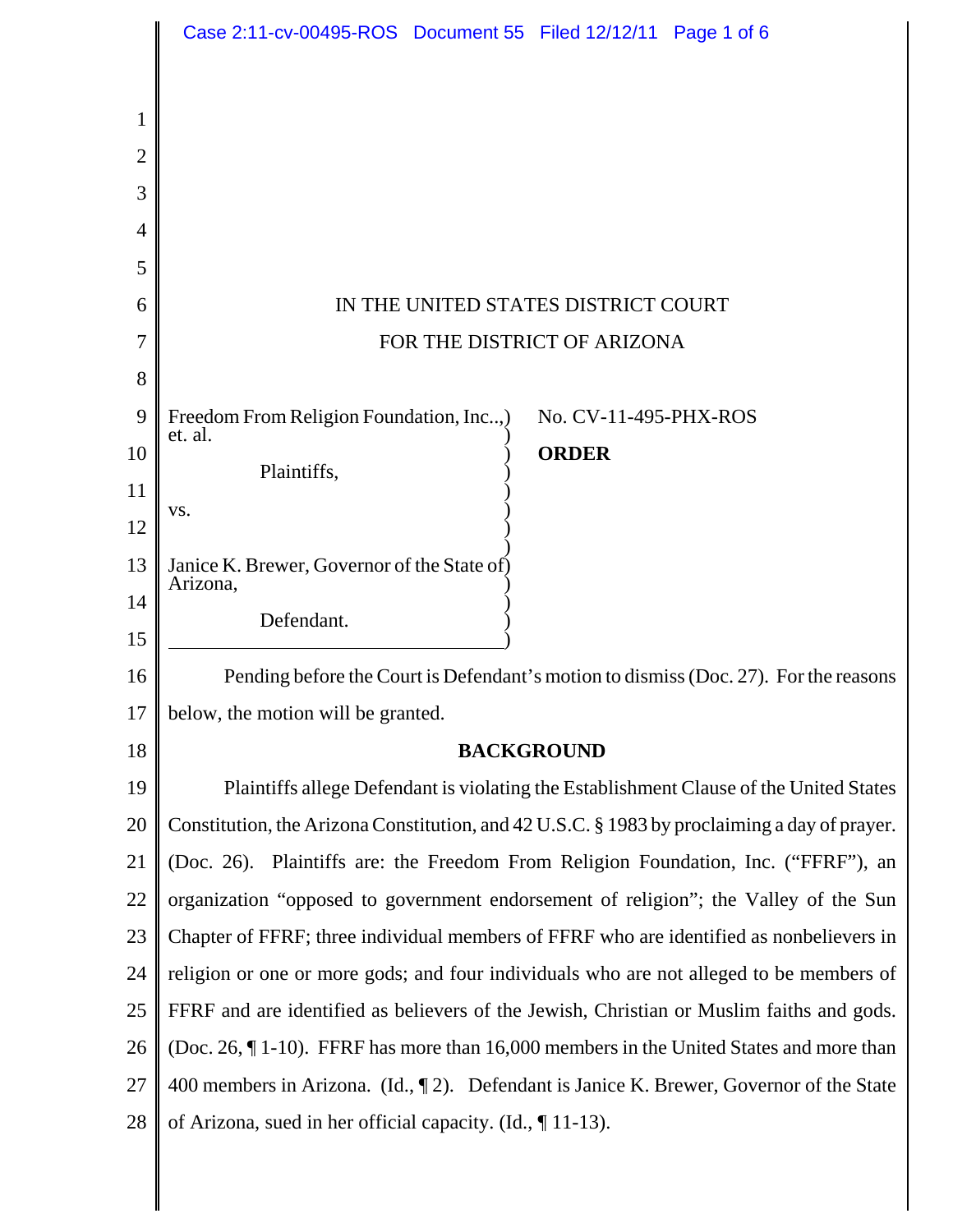IN THE UNITED STATES DISTRICT COURT

FOR THE DISTRICT OF ARIZONA

Freedom From Religion Foundation, Inc.., et. al.

Plaintiffs,

vs.

Janice K. Brewer, Governor of the State of Arizona,

Defendant.

No. CV-11-495-PHX-ROS

**ORDER**

Pending before the Court is Defendant's motion to dismiss (Doc. 27). For the reasons below, the motion will be granted.

**BACKGROUND**

Plaintiffs allege Defendant is violating the Establishment Clause of the United States Constitution, the Arizona Constitution, and 42 U.S.C. § 1983 by proclaiming a day of prayer. (Doc. 26). Plaintiffs are: the Freedom From Religion Foundation, Inc. ("FFRF"), an organization "opposed to government endorsement of religion"; the Valley of the Sun Chapter of FFRF; three individual members of FFRF who are identified as nonbelievers in religion or one or more gods; and four individuals who are not alleged to be members of FFRF and are identified as believers of the Jewish, Christian or Muslim faiths and gods. (Doc. 26, ¶ 1-10). FFRF has more than 16,000 members in the United States and more than 400 members in Arizona. (Id., ¶ 2). Defendant is Janice K. Brewer, Governor of the State of Arizona, sued in her official capacity. (Id., ¶ 11-13).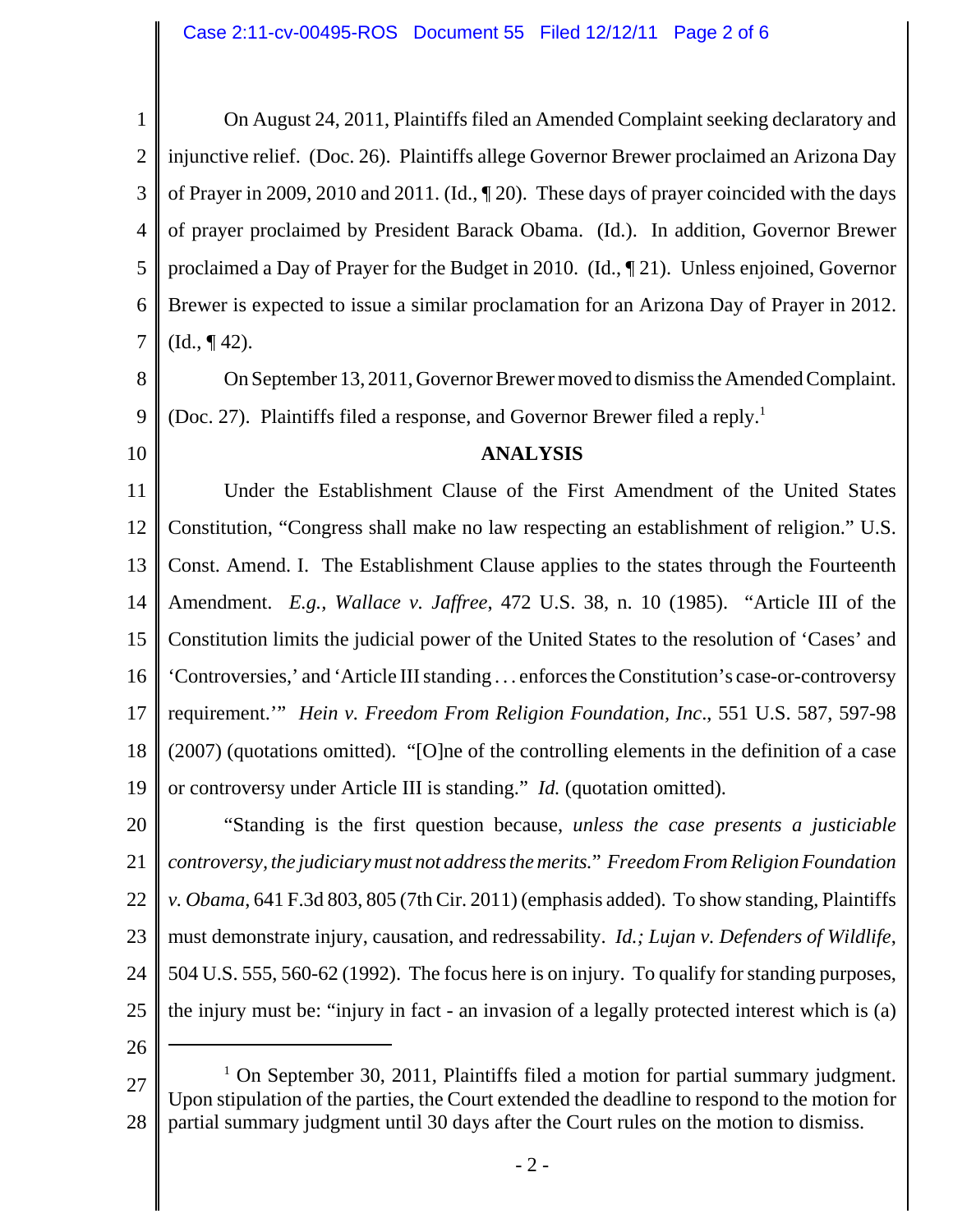On August 24, 2011, Plaintiffs filed an Amended Complaint seeking declaratory and injunctive relief. (Doc. 26). Plaintiffs allege Governor Brewer proclaimed an Arizona Day of Prayer in 2009, 2010 and 2011. (Id., ¶ 20). These days of prayer coincided with the days of prayer proclaimed by President Barack Obama. (Id.). In addition, Governor Brewer proclaimed a Day of Prayer for the Budget in 2010. (Id., ¶ 21). Unless enjoined, Governor Brewer is expected to issue a similar proclamation for an Arizona Day of Prayer in 2012. (Id., ¶ 42).

On September 13, 2011, Governor Brewer moved to dismiss the Amended Complaint. (Doc. 27). Plaintiffs filed a response, and Governor Brewer filed a reply.[1]

**ANALYSIS**

Under the Establishment Clause of the First Amendment of the United States Constitution, "Congress shall make no law respecting an establishment of religion." U.S. Const. Amend. I. The Establishment Clause applies to the states through the Fourteenth Amendment. *E.g., Wallace v. Jaffree*, 472 U.S. 38, n. 10 (1985). "Article III of the Constitution limits the judicial power of the United States to the resolution of 'Cases' and 'Controversies,' and 'Article III standing . . . enforces the Constitution's case-or-controversy requirement.'" *Hein v. Freedom From Religion Foundation, Inc*., 551 U.S. 587, 597-98 (2007) (quotations omitted). "[O]ne of the controlling elements in the definition of a case or controversy under Article III is standing." *Id.* (quotation omitted).

"Standing is the first question because, *unless the case presents a justiciable controversy, the judiciary must not address the merits.*" *Freedom From Religion Foundation v. Obama*, 641 F.3d 803, 805 (7th Cir. 2011) (emphasis added). To show standing, Plaintiffs must demonstrate injury, causation, and redressability. *Id.; Lujan v. Defenders of Wildlife*, 504 U.S. 555, 560-62 (1992). The focus here is on injury. To qualify for standing purposes, the injury must be: "injury in fact - an invasion of a legally protected interest which is (a)

---

[1] On September 30, 2011, Plaintiffs filed a motion for partial summary judgment. Upon stipulation of the parties, the Court extended the deadline to respond to the motion for partial summary judgment until 30 days after the Court rules on the motion to dismiss.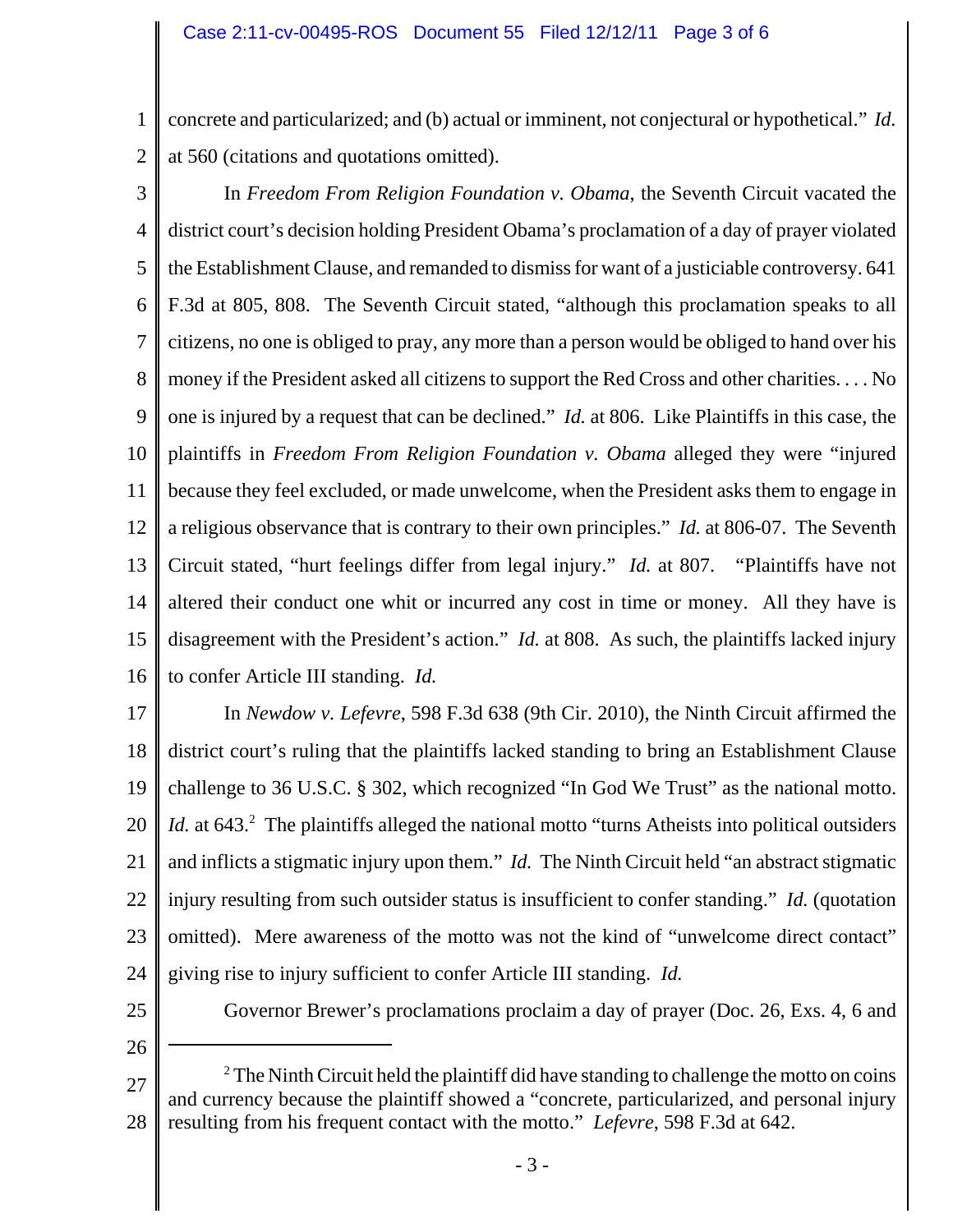concrete and particularized; and (b) actual or imminent, not conjectural or hypothetical." *Id.* at 560 (citations and quotations omitted).

In *Freedom From Religion Foundation v. Obama*, the Seventh Circuit vacated the district court's decision holding President Obama's proclamation of a day of prayer violated the Establishment Clause, and remanded to dismiss for want of a justiciable controversy. 641 F.3d at 805, 808. The Seventh Circuit stated, "although this proclamation speaks to all citizens, no one is obliged to pray, any more than a person would be obliged to hand over his money if the President asked all citizens to support the Red Cross and other charities. . . . No one is injured by a request that can be declined." *Id.* at 806. Like Plaintiffs in this case, the plaintiffs in *Freedom From Religion Foundation v. Obama* alleged they were "injured because they feel excluded, or made unwelcome, when the President asks them to engage in a religious observance that is contrary to their own principles." *Id.* at 806-07. The Seventh Circuit stated, "hurt feelings differ from legal injury." *Id.* at 807. "Plaintiffs have not altered their conduct one whit or incurred any cost in time or money. All they have is disagreement with the President's action." *Id.* at 808. As such, the plaintiffs lacked injury to confer Article III standing. *Id.*

In *Newdow v. Lefevre*, 598 F.3d 638 (9th Cir. 2010), the Ninth Circuit affirmed the district court's ruling that the plaintiffs lacked standing to bring an Establishment Clause challenge to 36 U.S.C. § 302, which recognized "In God We Trust" as the national motto. *Id.* at 643.[2] The plaintiffs alleged the national motto "turns Atheists into political outsiders and inflicts a stigmatic injury upon them." *Id.* The Ninth Circuit held "an abstract stigmatic injury resulting from such outsider status is insufficient to confer standing." *Id.* (quotation omitted). Mere awareness of the motto was not the kind of "unwelcome direct contact" giving rise to injury sufficient to confer Article III standing. *Id.*

Governor Brewer's proclamations proclaim a day of prayer (Doc. 26, Exs. 4, 6 and

---

[2] The Ninth Circuit held the plaintiff did have standing to challenge the motto on coins and currency because the plaintiff showed a "concrete, particularized, and personal injury resulting from his frequent contact with the motto." *Lefevre*, 598 F.3d at 642.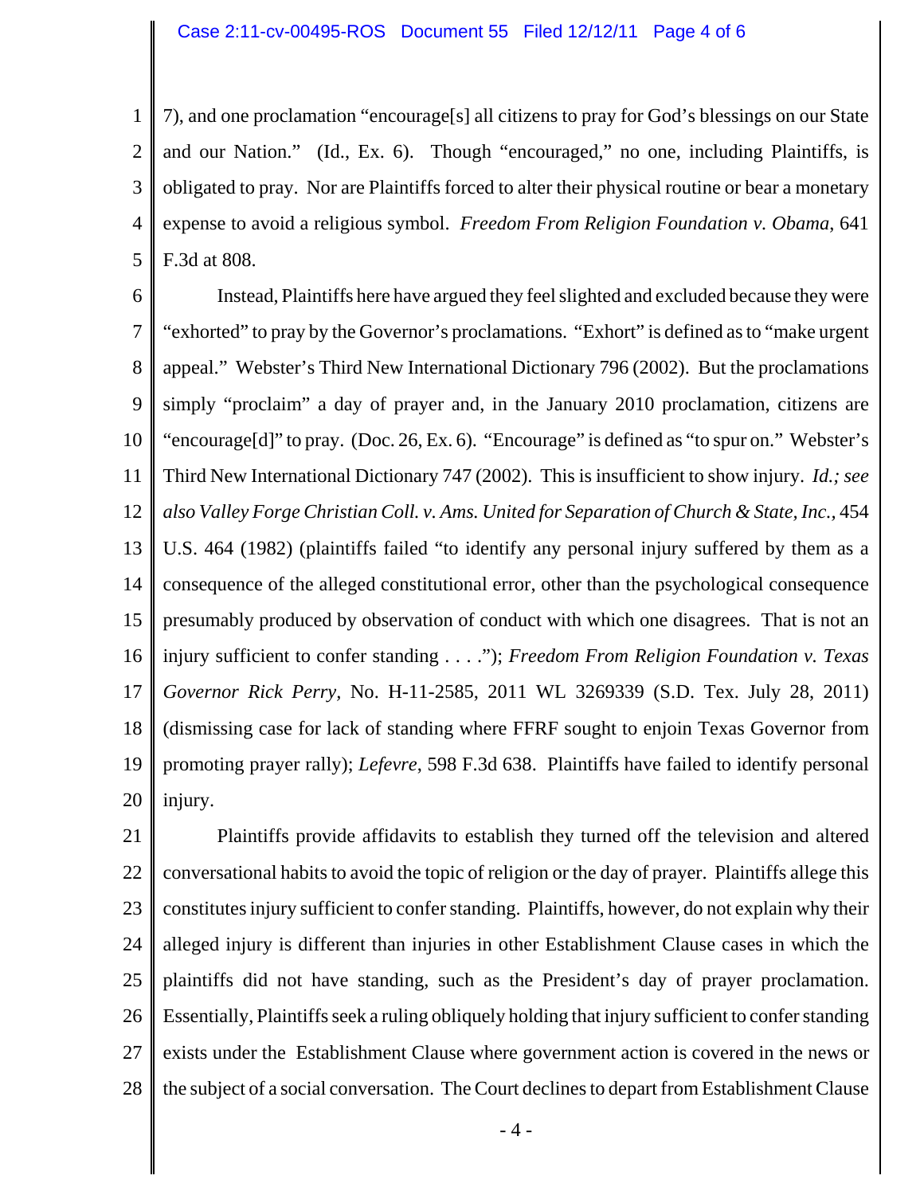7), and one proclamation "encourage[s] all citizens to pray for God's blessings on our State and our Nation." (Id., Ex. 6). Though "encouraged," no one, including Plaintiffs, is obligated to pray. Nor are Plaintiffs forced to alter their physical routine or bear a monetary expense to avoid a religious symbol. *Freedom From Religion Foundation v. Obama*, 641 F.3d at 808.

Instead, Plaintiffs here have argued they feel slighted and excluded because they were "exhorted" to pray by the Governor's proclamations. "Exhort" is defined as to "make urgent appeal." Webster's Third New International Dictionary 796 (2002). But the proclamations simply "proclaim" a day of prayer and, in the January 2010 proclamation, citizens are "encourage[d]" to pray. (Doc. 26, Ex. 6). "Encourage" is defined as "to spur on." Webster's Third New International Dictionary 747 (2002). This is insufficient to show injury. *Id.; see also Valley Forge Christian Coll. v. Ams. United for Separation of Church & State, Inc.*, 454 U.S. 464 (1982) (plaintiffs failed "to identify any personal injury suffered by them as a consequence of the alleged constitutional error, other than the psychological consequence presumably produced by observation of conduct with which one disagrees. That is not an injury sufficient to confer standing . . . ."); *Freedom From Religion Foundation v. Texas Governor Rick Perry*, No. H-11-2585, 2011 WL 3269339 (S.D. Tex. July 28, 2011) (dismissing case for lack of standing where FFRF sought to enjoin Texas Governor from promoting prayer rally); *Lefevre*, 598 F.3d 638. Plaintiffs have failed to identify personal injury.

Plaintiffs provide affidavits to establish they turned off the television and altered conversational habits to avoid the topic of religion or the day of prayer. Plaintiffs allege this constitutes injury sufficient to confer standing. Plaintiffs, however, do not explain why their alleged injury is different than injuries in other Establishment Clause cases in which the plaintiffs did not have standing, such as the President's day of prayer proclamation. Essentially, Plaintiffs seek a ruling obliquely holding that injury sufficient to confer standing exists under the Establishment Clause where government action is covered in the news or the subject of a social conversation. The Court declines to depart from Establishment Clause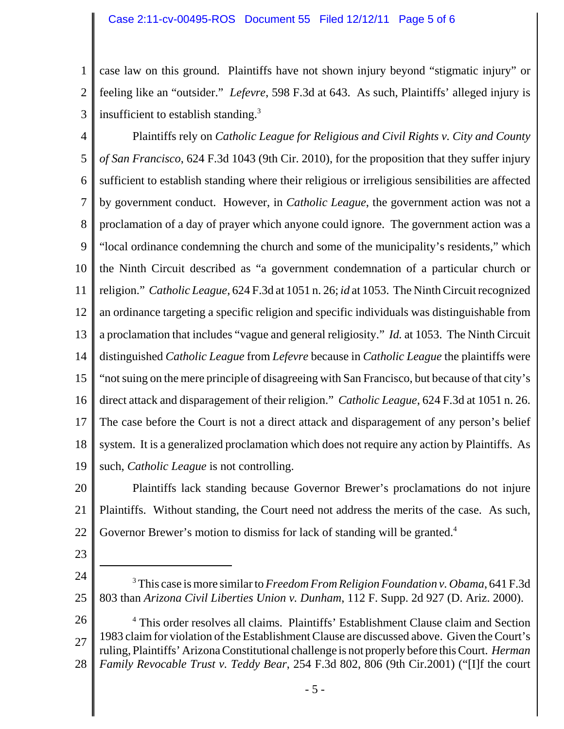case law on this ground. Plaintiffs have not shown injury beyond "stigmatic injury" or feeling like an "outsider." *Lefevre*, 598 F.3d at 643. As such, Plaintiffs' alleged injury is insufficient to establish standing.[3]

Plaintiffs rely on *Catholic League for Religious and Civil Rights v. City and County of San Francisco*, 624 F.3d 1043 (9th Cir. 2010), for the proposition that they suffer injury sufficient to establish standing where their religious or irreligious sensibilities are affected by government conduct. However, in *Catholic League*, the government action was not a proclamation of a day of prayer which anyone could ignore. The government action was a "local ordinance condemning the church and some of the municipality's residents," which the Ninth Circuit described as "a government condemnation of a particular church or religion." *Catholic League*, 624 F.3d at 1051 n. 26; *id* at 1053. The Ninth Circuit recognized an ordinance targeting a specific religion and specific individuals was distinguishable from a proclamation that includes "vague and general religiosity." *Id.* at 1053. The Ninth Circuit distinguished *Catholic League* from *Lefevre* because in *Catholic League* the plaintiffs were "not suing on the mere principle of disagreeing with San Francisco, but because of that city's direct attack and disparagement of their religion." *Catholic League*, 624 F.3d at 1051 n. 26. The case before the Court is not a direct attack and disparagement of any person's belief system. It is a generalized proclamation which does not require any action by Plaintiffs. As such, *Catholic League* is not controlling.

Plaintiffs lack standing because Governor Brewer's proclamations do not injure Plaintiffs. Without standing, the Court need not address the merits of the case. As such, Governor Brewer's motion to dismiss for lack of standing will be granted.[4]

---

[3] This case is more similar to *Freedom From Religion Foundation v. Obama*, 641 F.3d 803 than *Arizona Civil Liberties Union v. Dunham*, 112 F. Supp. 2d 927 (D. Ariz. 2000).

[4] This order resolves all claims. Plaintiffs' Establishment Clause claim and Section 1983 claim for violation of the Establishment Clause are discussed above. Given the Court's ruling, Plaintiffs' Arizona Constitutional challenge is not properly before this Court. *Herman Family Revocable Trust v. Teddy Bear*, 254 F.3d 802, 806 (9th Cir.2001) ("[I]f the court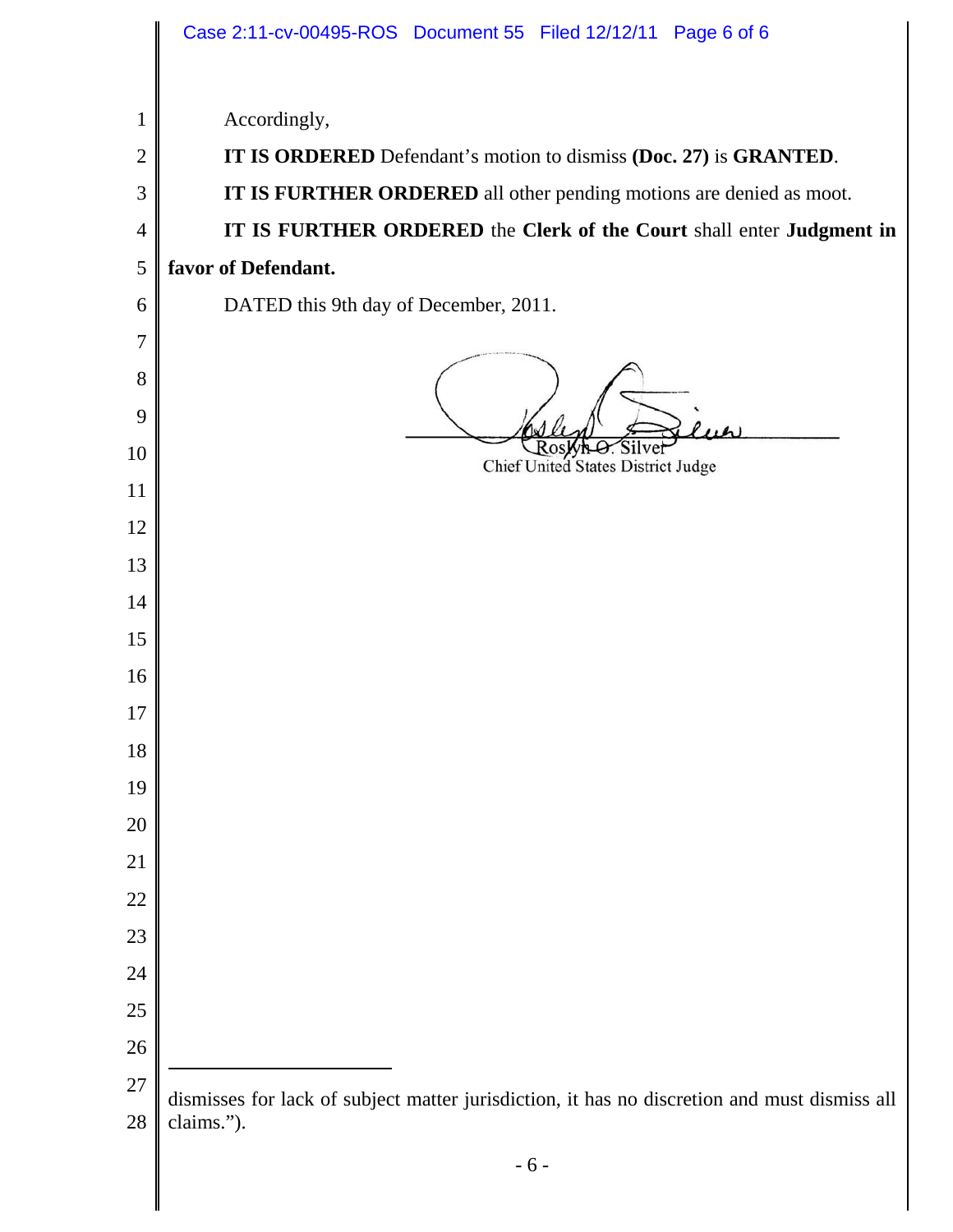Accordingly,

**IT IS ORDERED** Defendant's motion to dismiss **(Doc. 27)** is **GRANTED**.

**IT IS FURTHER ORDERED** all other pending motions are denied as moot.

**IT IS FURTHER ORDERED** the **Clerk of the Court** shall enter **Judgment in favor of Defendant.**

DATED this 9th day of December, 2011.

Roslyn O. Silver
Chief United States District Judge

---

dismisses for lack of subject matter jurisdiction, it has no discretion and must dismiss all claims.").